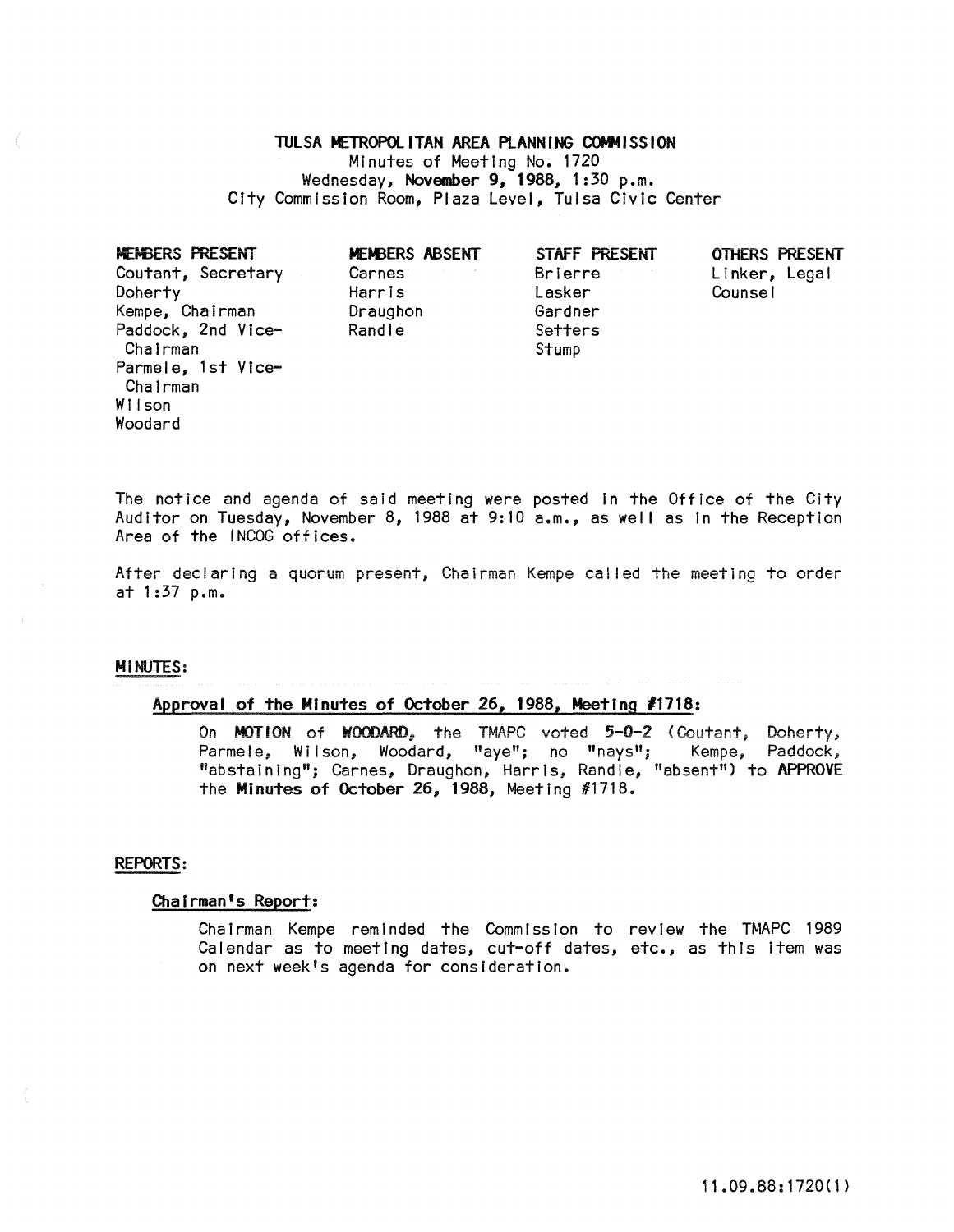# TULSA METROPOLITAN AREA PLANNING COMMISSION

Minutes of Meeting No. 1720
Wednesday, **November 9, 1988**, 1:30 p.m.
City Commission Room, Plaza Level, Tulsa Civic Center

| MEMBERS PRESENT | MEMBERS ABSENT | STAFF PRESENT | OTHERS PRESENT |
|---|---|---|---|
| Coutant, Secretary | Carnes | Brierre | Linker, Legal Counsel |
| Doherty | Harris | Lasker | |
| Kempe, Chairman | Draughon | Gardner | |
| Paddock, 2nd Vice-Chairman | Randle | Setters | |
| Parmele, 1st Vice-Chairman | | Stump | |
| Wilson | | | |
| Woodard | | | |

The notice and agenda of said meeting were posted in the Office of the City Auditor on Tuesday, November 8, 1988 at 9:10 a.m., as well as in the Reception Area of the INCOG offices.

After declaring a quorum present, Chairman Kempe called the meeting to order at 1:37 p.m.

## MINUTES:

### Approval of the Minutes of October 26, 1988, Meeting #1718:

On **MOTION** of **WOODARD**, the TMAPC voted **5-0-2** (Coutant, Doherty, Parmele, Wilson, Woodard, "aye"; no "nays"; Kempe, Paddock, "abstaining"; Carnes, Draughon, Harris, Randle, "absent") to **APPROVE** the **Minutes of October 26, 1988**, Meeting #1718.

## REPORTS:

### Chairman's Report:

Chairman Kempe reminded the Commission to review the TMAPC 1989 Calendar as to meeting dates, cut-off dates, etc., as this item was on next week's agenda for consideration.

11.09.88:1720(1)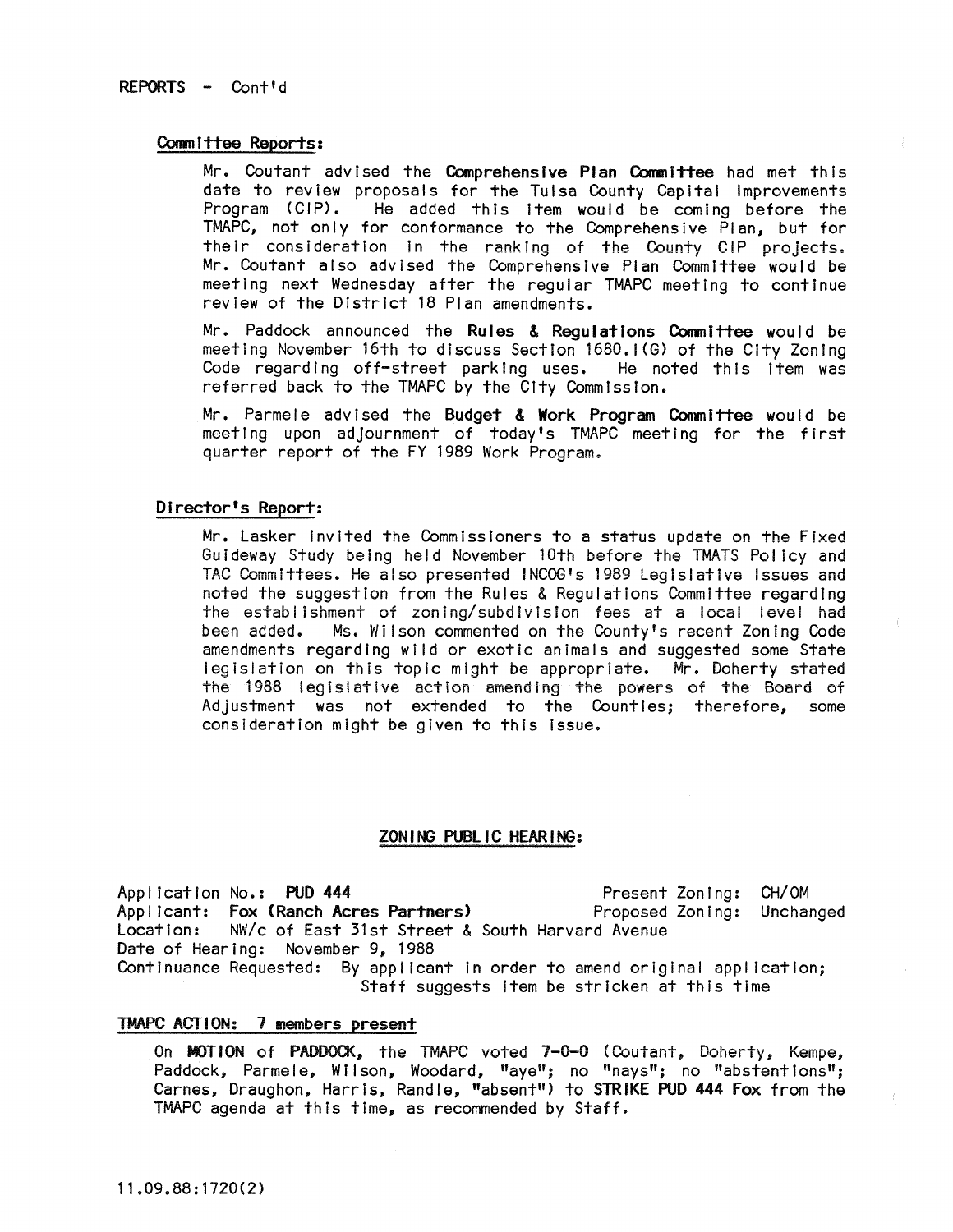REPORTS - Cont'd

**Committee Reports:**

Mr. Coutant advised the **Comprehensive Plan Committee** had met this date to review proposals for the Tulsa County Capital Improvements Program (CIP). He added this item would be coming before the TMAPC, not only for conformance to the Comprehensive Plan, but for their consideration in the ranking of the County CIP projects. Mr. Coutant also advised the Comprehensive Plan Committee would be meeting next Wednesday after the regular TMAPC meeting to continue review of the District 18 Plan amendments.

Mr. Paddock announced the **Rules & Regulations Committee** would be meeting November 16th to discuss Section 1680.1(G) of the City Zoning Code regarding off-street parking uses. He noted this item was referred back to the TMAPC by the City Commission.

Mr. Parmele advised the **Budget & Work Program Committee** would be meeting upon adjournment of today's TMAPC meeting for the first quarter report of the FY 1989 Work Program.

**Director's Report:**

Mr. Lasker invited the Commissioners to a status update on the Fixed Guideway Study being held November 10th before the TMATS Policy and TAC Committees. He also presented INCOG's 1989 Legislative Issues and noted the suggestion from the Rules & Regulations Committee regarding the establishment of zoning/subdivision fees at a local level had been added. Ms. Wilson commented on the County's recent Zoning Code amendments regarding wild or exotic animals and suggested some State legislation on this topic might be appropriate. Mr. Doherty stated the 1988 legislative action amending the powers of the Board of Adjustment was not extended to the Counties; therefore, some consideration might be given to this issue.

## ZONING PUBLIC HEARING:

Application No.: **PUD 444** Present Zoning: CH/OM
Applicant: **Fox (Ranch Acres Partners)** Proposed Zoning: Unchanged
Location: NW/c of East 31st Street & South Harvard Avenue
Date of Hearing: November 9, 1988
Continuance Requested: By applicant in order to amend original application; Staff suggests item be stricken at this time

**TMAPC ACTION: 7 members present**

On **MOTION** of **PADDOCK**, the TMAPC voted **7-0-0** (Coutant, Doherty, Kempe, Paddock, Parmele, Wilson, Woodard, "aye"; no "nays"; no "abstentions"; Carnes, Draughon, Harris, Randle, "absent") to **STRIKE PUD 444 Fox** from the TMAPC agenda at this time, as recommended by Staff.

11.09.88:1720(2)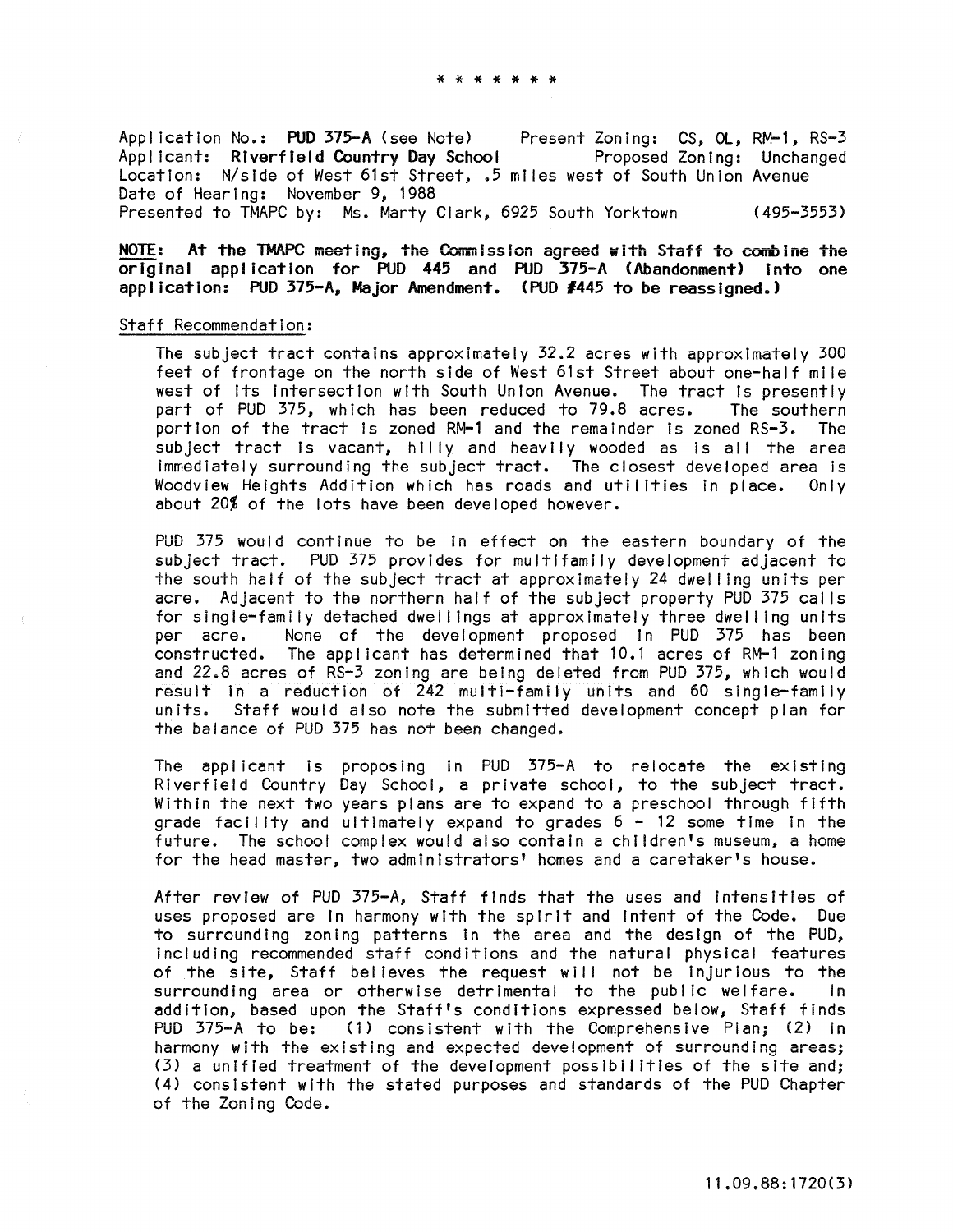* * * * * * *

Application No.: **PUD 375-A** (see Note)　　Present Zoning: CS, OL, RM-1, RS-3
Applicant: **Riverfield Country Day School**　　Proposed Zoning: Unchanged
Location: N/side of West 61st Street, .5 miles west of South Union Avenue
Date of Hearing: November 9, 1988
Presented to TMAPC by: Ms. Marty Clark, 6925 South Yorktown　　(495-3553)

**NOTE: At the TMAPC meeting, the Commission agreed with Staff to combine the original application for PUD 445 and PUD 375-A (Abandonment) into one application: PUD 375-A, Major Amendment. (PUD #445 to be reassigned.)**

Staff Recommendation:

The subject tract contains approximately 32.2 acres with approximately 300 feet of frontage on the north side of West 61st Street about one-half mile west of its intersection with South Union Avenue. The tract is presently part of PUD 375, which has been reduced to 79.8 acres. The southern portion of the tract is zoned RM-1 and the remainder is zoned RS-3. The subject tract is vacant, hilly and heavily wooded as is all the area immediately surrounding the subject tract. The closest developed area is Woodview Heights Addition which has roads and utilities in place. Only about 20% of the lots have been developed however.

PUD 375 would continue to be in effect on the eastern boundary of the subject tract. PUD 375 provides for multifamily development adjacent to the south half of the subject tract at approximately 24 dwelling units per acre. Adjacent to the northern half of the subject property PUD 375 calls for single-family detached dwellings at approximately three dwelling units per acre. None of the development proposed in PUD 375 has been constructed. The applicant has determined that 10.1 acres of RM-1 zoning and 22.8 acres of RS-3 zoning are being deleted from PUD 375, which would result in a reduction of 242 multi-family units and 60 single-family units. Staff would also note the submitted development concept plan for the balance of PUD 375 has not been changed.

The applicant is proposing in PUD 375-A to relocate the existing Riverfield Country Day School, a private school, to the subject tract. Within the next two years plans are to expand to a preschool through fifth grade facility and ultimately expand to grades 6 - 12 some time in the future. The school complex would also contain a children's museum, a home for the head master, two administrators' homes and a caretaker's house.

After review of PUD 375-A, Staff finds that the uses and intensities of uses proposed are in harmony with the spirit and intent of the Code. Due to surrounding zoning patterns in the area and the design of the PUD, including recommended staff conditions and the natural physical features of the site, Staff believes the request will not be injurious to the surrounding area or otherwise detrimental to the public welfare. In addition, based upon the Staff's conditions expressed below, Staff finds PUD 375-A to be: (1) consistent with the Comprehensive Plan; (2) in harmony with the existing and expected development of surrounding areas; (3) a unified treatment of the development possibilities of the site and; (4) consistent with the stated purposes and standards of the PUD Chapter of the Zoning Code.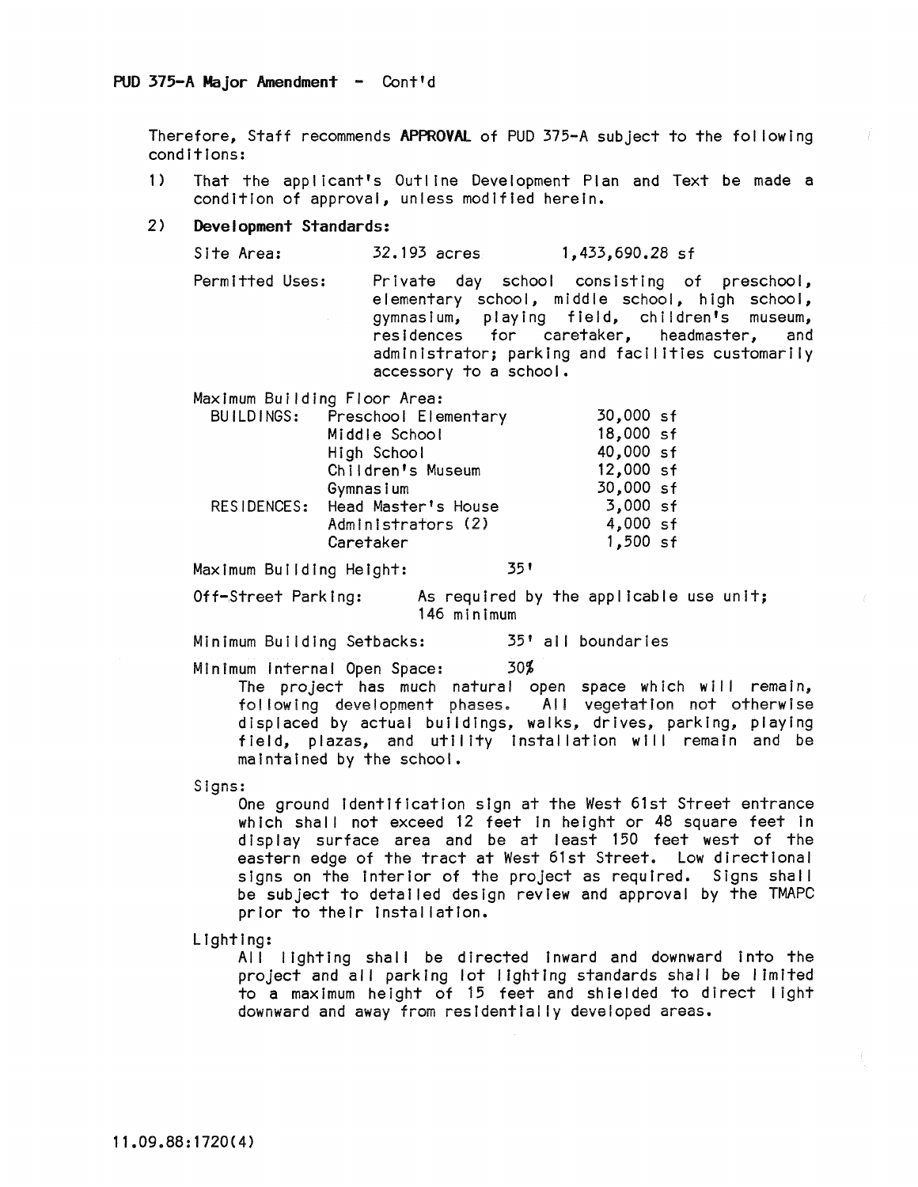PUD 375-A Major Amendment - Cont'd

Therefore, Staff recommends **APPROVAL** of PUD 375-A subject to the following conditions:

1) That the applicant's Outline Development Plan and Text be made a condition of approval, unless modified herein.

2) **Development Standards:**

Site Area: 32.193 acres 1,433,690.28 sf

Permitted Uses: Private day school consisting of preschool, elementary school, middle school, high school, gymnasium, playing field, children's museum, residences for caretaker, headmaster, and administrator; parking and facilities customarily accessory to a school.

Maximum Building Floor Area:

| | | |
|---|---|---|
| BUILDINGS: | Preschool Elementary | 30,000 sf |
| | Middle School | 18,000 sf |
| | High School | 40,000 sf |
| | Children's Museum | 12,000 sf |
| | Gymnasium | 30,000 sf |
| RESIDENCES: | Head Master's House | 3,000 sf |
| | Administrators (2) | 4,000 sf |
| | Caretaker | 1,500 sf |

Maximum Building Height: 35'

Off-Street Parking: As required by the applicable use unit; 146 minimum

Minimum Building Setbacks: 35' all boundaries

Minimum Internal Open Space: 30%

The project has much natural open space which will remain, following development phases. All vegetation not otherwise displaced by actual buildings, walks, drives, parking, playing field, plazas, and utility installation will remain and be maintained by the school.

Signs:

One ground identification sign at the West 61st Street entrance which shall not exceed 12 feet in height or 48 square feet in display surface area and be at least 150 feet west of the eastern edge of the tract at West 61st Street. Low directional signs on the interior of the project as required. Signs shall be subject to detailed design review and approval by the TMAPC prior to their installation.

Lighting:

All lighting shall be directed inward and downward into the project and all parking lot lighting standards shall be limited to a maximum height of 15 feet and shielded to direct light downward and away from residentially developed areas.

11.09.88:1720(4)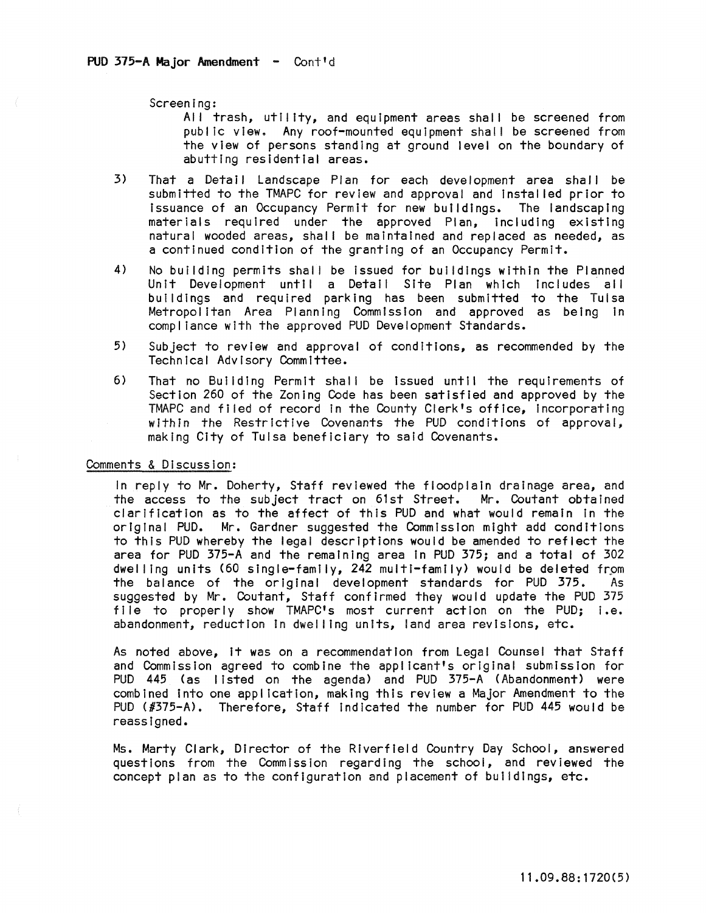PUD 375-A Major Amendment - Cont'd

Screening:

All trash, utility, and equipment areas shall be screened from public view. Any roof-mounted equipment shall be screened from the view of persons standing at ground level on the boundary of abutting residential areas.

3) That a Detail Landscape Plan for each development area shall be submitted to the TMAPC for review and approval and installed prior to issuance of an Occupancy Permit for new buildings. The landscaping materials required under the approved Plan, including existing natural wooded areas, shall be maintained and replaced as needed, as a continued condition of the granting of an Occupancy Permit.

4) No building permits shall be issued for buildings within the Planned Unit Development until a Detail Site Plan which includes all buildings and required parking has been submitted to the Tulsa Metropolitan Area Planning Commission and approved as being in compliance with the approved PUD Development Standards.

5) Subject to review and approval of conditions, as recommended by the Technical Advisory Committee.

6) That no Building Permit shall be issued until the requirements of Section 260 of the Zoning Code has been satisfied and approved by the TMAPC and filed of record in the County Clerk's office, incorporating within the Restrictive Covenants the PUD conditions of approval, making City of Tulsa beneficiary to said Covenants.

Comments & Discussion:

In reply to Mr. Doherty, Staff reviewed the floodplain drainage area, and the access to the subject tract on 61st Street. Mr. Coutant obtained clarification as to the affect of this PUD and what would remain in the original PUD. Mr. Gardner suggested the Commission might add conditions to this PUD whereby the legal descriptions would be amended to reflect the area for PUD 375-A and the remaining area in PUD 375; and a total of 302 dwelling units (60 single-family, 242 multi-family) would be deleted from the balance of the original development standards for PUD 375. As suggested by Mr. Coutant, Staff confirmed they would update the PUD 375 file to properly show TMAPC's most current action on the PUD; i.e. abandonment, reduction in dwelling units, land area revisions, etc.

As noted above, it was on a recommendation from Legal Counsel that Staff and Commission agreed to combine the applicant's original submission for PUD 445 (as listed on the agenda) and PUD 375-A (Abandonment) were combined into one application, making this review a Major Amendment to the PUD (#375-A). Therefore, Staff indicated the number for PUD 445 would be reassigned.

Ms. Marty Clark, Director of the Riverfield Country Day School, answered questions from the Commission regarding the school, and reviewed the concept plan as to the configuration and placement of buildings, etc.

11.09.88:1720(5)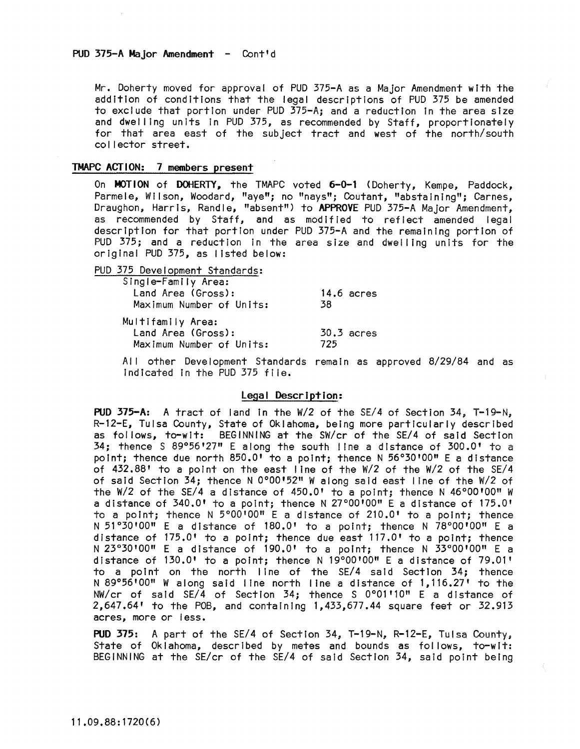PUD 375-A Major Amendment - Cont'd

Mr. Doherty moved for approval of PUD 375-A as a Major Amendment with the addition of conditions that the legal descriptions of PUD 375 be amended to exclude that portion under PUD 375-A; and a reduction in the area size and dwelling units in PUD 375, as recommended by Staff, proportionately for that area east of the subject tract and west of the north/south collector street.

**TMAPC ACTION: 7 members present**

On **MOTION** of **DOHERTY**, the TMAPC voted **6-0-1** (Doherty, Kempe, Paddock, Parmele, Wilson, Woodard, "aye"; no "nays"; Coutant, "abstaining"; Carnes, Draughon, Harris, Randle, "absent") to **APPROVE** PUD 375-A Major Amendment, as recommended by Staff, and as modified to reflect amended legal description for that portion under PUD 375-A and the remaining portion of PUD 375; and a reduction in the area size and dwelling units for the original PUD 375, as listed below:

PUD 375 Development Standards:

| | |
|---|---|
| Single-Family Area: | |
| Land Area (Gross): | 14.6 acres |
| Maximum Number of Units: | 38 |
| Multifamily Area: | |
| Land Area (Gross): | 30.3 acres |
| Maximum Number of Units: | 725 |

All other Development Standards remain as approved 8/29/84 and as indicated in the PUD 375 file.

## Legal Description:

**PUD 375-A:** A tract of land in the W/2 of the SE/4 of Section 34, T-19-N, R-12-E, Tulsa County, State of Oklahoma, being more particularly described as follows, to-wit: BEGINNING at the SW/cr of the SE/4 of said Section 34; thence S 89°56'27" E along the south line a distance of 300.0' to a point; thence due north 850.0' to a point; thence N 56°30'00" E a distance of 432.88' to a point on the east line of the W/2 of the W/2 of the SE/4 of said Section 34; thence N 0°00'52" W along said east line of the W/2 of the W/2 of the SE/4 a distance of 450.0' to a point; thence N 46°00'00" W a distance of 340.0' to a point; thence N 27°00'00" E a distance of 175.0' to a point; thence N 5°00'00" E a distance of 210.0' to a point; thence N 51°30'00" E a distance of 180.0' to a point; thence N 78°00'00" E a distance of 175.0' to a point; thence due east 117.0' to a point; thence N 23°30'00" E a distance of 190.0' to a point; thence N 33°00'00" E a distance of 130.0' to a point; thence N 19°00'00" E a distance of 79.01' to a point on the north line of the SE/4 said Section 34; thence N 89°56'00" W along said line north line a distance of 1,116.27' to the NW/cr of said SE/4 of Section 34; thence S 0°01'10" E a distance of 2,647.64' to the POB, and containing 1,433,677.44 square feet or 32.913 acres, more or less.

**PUD 375:** A part of the SE/4 of Section 34, T-19-N, R-12-E, Tulsa County, State of Oklahoma, described by metes and bounds as follows, to-wit: BEGINNING at the SE/cr of the SE/4 of said Section 34, said point being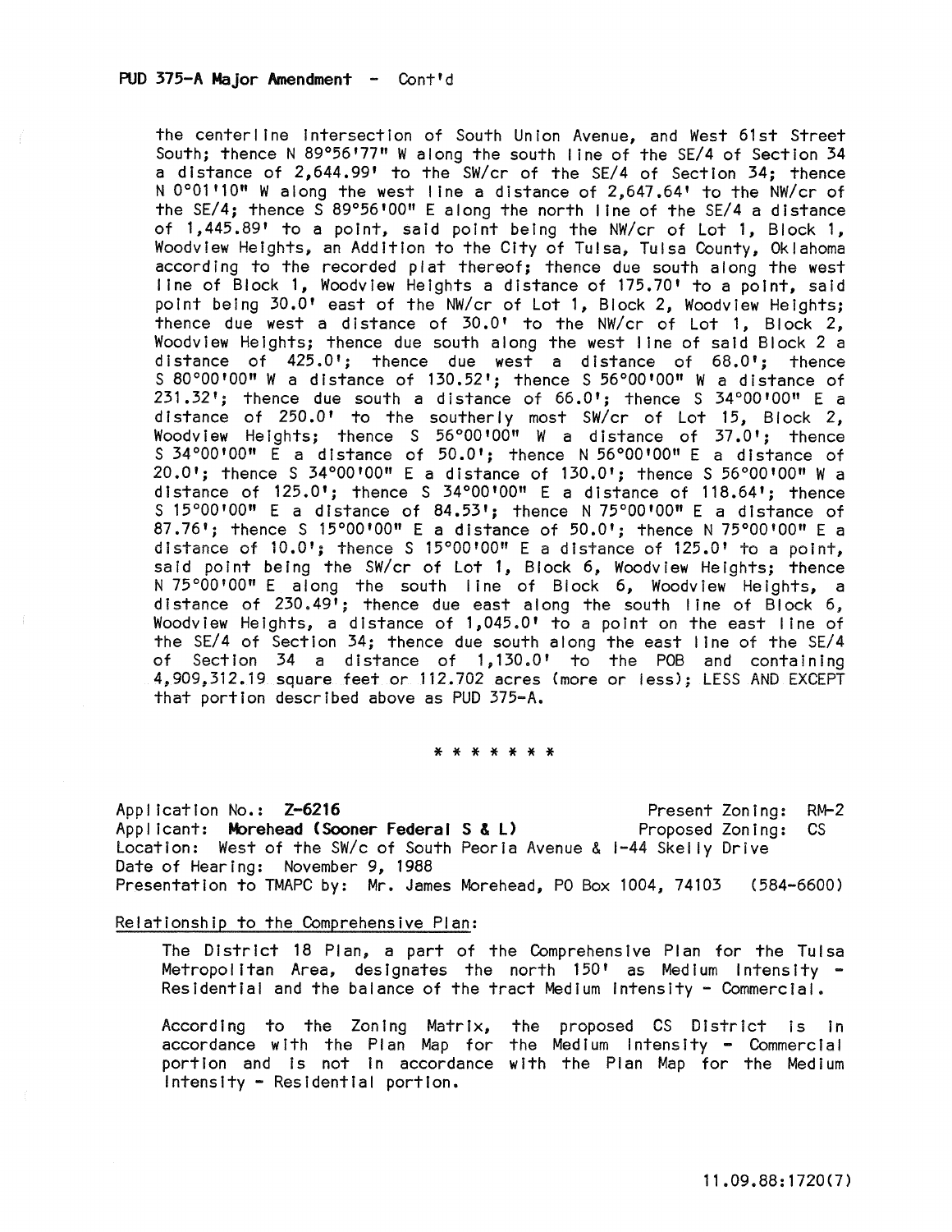**PUD 375-A Major Amendment - Cont'd**

the centerline intersection of South Union Avenue, and West 61st Street South; thence N 89°56'77" W along the south line of the SE/4 of Section 34 a distance of 2,644.99' to the SW/cr of the SE/4 of Section 34; thence N 0°01'10" W along the west line a distance of 2,647.64' to the NW/cr of the SE/4; thence S 89°56'00" E along the north line of the SE/4 a distance of 1,445.89' to a point, said point being the NW/cr of Lot 1, Block 1, Woodview Heights, an Addition to the City of Tulsa, Tulsa County, Oklahoma according to the recorded plat thereof; thence due south along the west line of Block 1, Woodview Heights a distance of 175.70' to a point, said point being 30.0' east of the NW/cr of Lot 1, Block 2, Woodview Heights; thence due west a distance of 30.0' to the NW/cr of Lot 1, Block 2, Woodview Heights; thence due south along the west line of said Block 2 a distance of 425.0'; thence due west a distance of 68.0'; thence S 80°00'00" W a distance of 130.52'; thence S 56°00'00" W a distance of 231.32'; thence due south a distance of 66.0'; thence S 34°00'00" E a distance of 250.0' to the southerly most SW/cr of Lot 15, Block 2, Woodview Heights; thence S 56°00'00" W a distance of 37.0'; thence S 34°00'00" E a distance of 50.0'; thence N 56°00'00" E a distance of 20.0'; thence S 34°00'00" E a distance of 130.0'; thence S 56°00'00" W a distance of 125.0'; thence S 34°00'00" E a distance of 118.64'; thence S 15°00'00" E a distance of 84.53'; thence N 75°00'00" E a distance of 87.76'; thence S 15°00'00" E a distance of 50.0'; thence N 75°00'00" E a distance of 10.0'; thence S 15°00'00" E a distance of 125.0' to a point, said point being the SW/cr of Lot 1, Block 6, Woodview Heights; thence N 75°00'00" E along the south line of Block 6, Woodview Heights, a distance of 230.49'; thence due east along the south line of Block 6, Woodview Heights, a distance of 1,045.0' to a point on the east line of the SE/4 of Section 34; thence due south along the east line of the SE/4 of Section 34 a distance of 1,130.0' to the POB and containing 4,909,312.19 square feet or 112.702 acres (more or less); LESS AND EXCEPT that portion described above as PUD 375-A.

\* \* \* \* \* \* \*

Application No.: **Z-6216** Present Zoning: RM-2
Applicant: **Morehead (Sooner Federal S & L)** Proposed Zoning: CS
Location: West of the SW/c of South Peoria Avenue & I-44 Skelly Drive
Date of Hearing: November 9, 1988
Presentation to TMAPC by: Mr. James Morehead, PO Box 1004, 74103 (584-6600)

Relationship to the Comprehensive Plan:

The District 18 Plan, a part of the Comprehensive Plan for the Tulsa Metropolitan Area, designates the north 150' as Medium Intensity - Residential and the balance of the tract Medium Intensity - Commercial.

According to the Zoning Matrix, the proposed CS District is in accordance with the Plan Map for the Medium Intensity - Commercial portion and is not in accordance with the Plan Map for the Medium Intensity - Residential portion.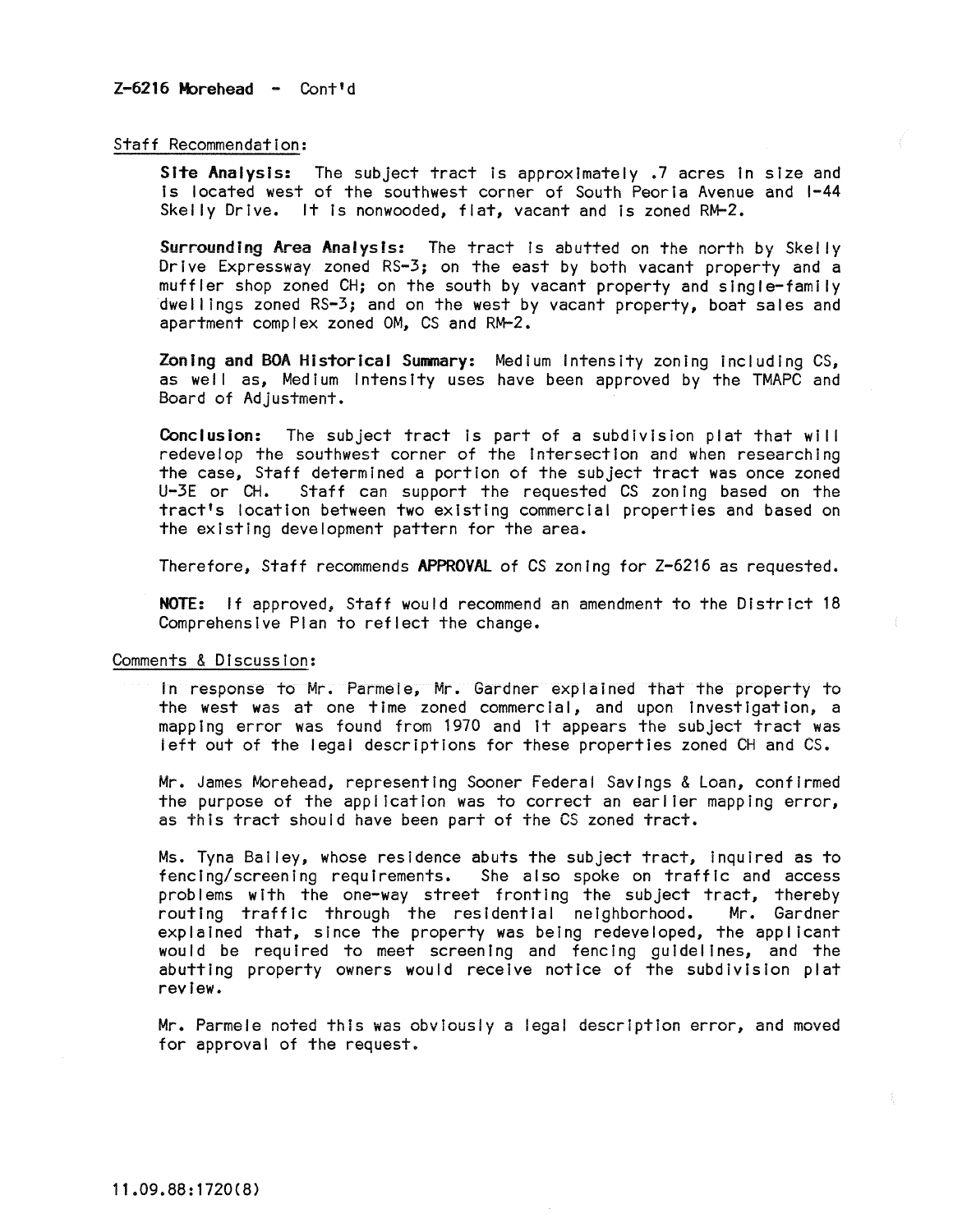**Z-6216 Morehead - Cont'd**

Staff Recommendation:

**Site Analysis:** The subject tract is approximately .7 acres in size and is located west of the southwest corner of South Peoria Avenue and I-44 Skelly Drive. It is nonwooded, flat, vacant and is zoned RM-2.

**Surrounding Area Analysis:** The tract is abutted on the north by Skelly Drive Expressway zoned RS-3; on the east by both vacant property and a muffler shop zoned CH; on the south by vacant property and single-family dwellings zoned RS-3; and on the west by vacant property, boat sales and apartment complex zoned OM, CS and RM-2.

**Zoning and BOA Historical Summary:** Medium Intensity zoning including CS, as well as, Medium Intensity uses have been approved by the TMAPC and Board of Adjustment.

**Conclusion:** The subject tract is part of a subdivision plat that will redevelop the southwest corner of the intersection and when researching the case, Staff determined a portion of the subject tract was once zoned U-3E or CH. Staff can support the requested CS zoning based on the tract's location between two existing commercial properties and based on the existing development pattern for the area.

Therefore, Staff recommends **APPROVAL** of CS zoning for Z-6216 as requested.

**NOTE:** If approved, Staff would recommend an amendment to the District 18 Comprehensive Plan to reflect the change.

Comments & Discussion:

In response to Mr. Parmele, Mr. Gardner explained that the property to the west was at one time zoned commercial, and upon investigation, a mapping error was found from 1970 and it appears the subject tract was left out of the legal descriptions for these properties zoned CH and CS.

Mr. James Morehead, representing Sooner Federal Savings & Loan, confirmed the purpose of the application was to correct an earlier mapping error, as this tract should have been part of the CS zoned tract.

Ms. Tyna Bailey, whose residence abuts the subject tract, inquired as to fencing/screening requirements. She also spoke on traffic and access problems with the one-way street fronting the subject tract, thereby routing traffic through the residential neighborhood. Mr. Gardner explained that, since the property was being redeveloped, the applicant would be required to meet screening and fencing guidelines, and the abutting property owners would receive notice of the subdivision plat review.

Mr. Parmele noted this was obviously a legal description error, and moved for approval of the request.

11.09.88:1720(8)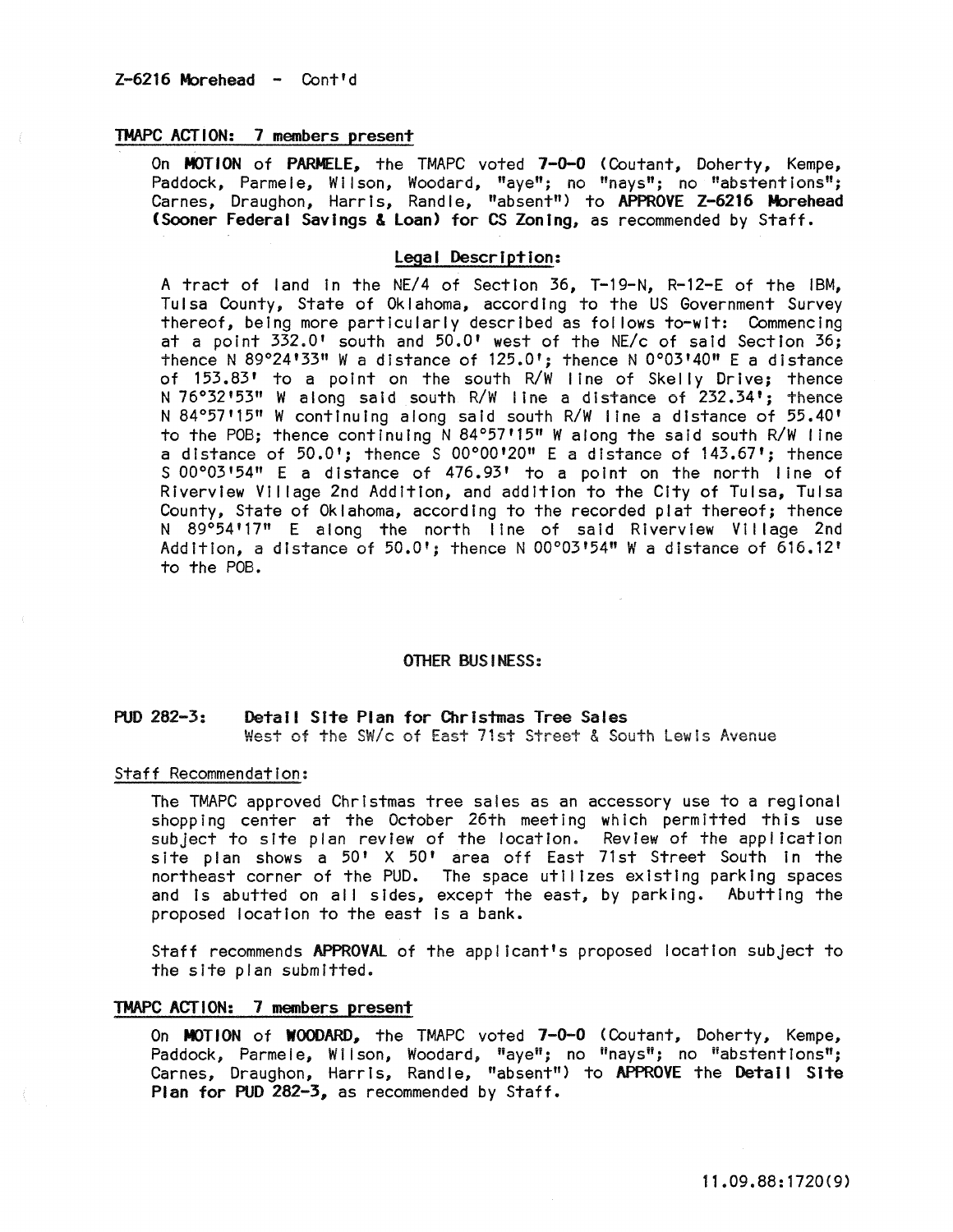Z-6216 Morehead - Cont'd

**TMAPC ACTION: 7 members present**

On **MOTION** of **PARMELE,** the TMAPC voted **7-0-0** (Coutant, Doherty, Kempe, Paddock, Parmele, Wilson, Woodard, "aye"; no "nays"; no "abstentions"; Carnes, Draughon, Harris, Randle, "absent") to **APPROVE Z-6216 Morehead (Sooner Federal Savings & Loan) for CS Zoning,** as recommended by Staff.

**Legal Description:**

A tract of land in the NE/4 of Section 36, T-19-N, R-12-E of the IBM, Tulsa County, State of Oklahoma, according to the US Government Survey thereof, being more particularly described as follows to-wit: Commencing at a point 332.0' south and 50.0' west of the NE/c of said Section 36; thence N 89°24'33" W a distance of 125.0'; thence N 0°03'40" E a distance of 153.83' to a point on the south R/W line of Skelly Drive; thence N 76°32'53" W along said south R/W line a distance of 232.34'; thence N 84°57'15" W continuing along said south R/W line a distance of 55.40' to the POB; thence continuing N 84°57'15" W along the said south R/W line a distance of 50.0'; thence S 00°00'20" E a distance of 143.67'; thence S 00°03'54" E a distance of 476.93' to a point on the north line of Riverview Village 2nd Addition, and addition to the City of Tulsa, Tulsa County, State of Oklahoma, according to the recorded plat thereof; thence N 89°54'17" E along the north line of said Riverview Village 2nd Addition, a distance of 50.0'; thence N 00°03'54" W a distance of 616.12' to the POB.

OTHER BUSINESS:

**PUD 282-3:** **Detail Site Plan for Christmas Tree Sales**
West of the SW/c of East 71st Street & South Lewis Avenue

Staff Recommendation:

The TMAPC approved Christmas tree sales as an accessory use to a regional shopping center at the October 26th meeting which permitted this use subject to site plan review of the location. Review of the application site plan shows a 50' X 50' area off East 71st Street South in the northeast corner of the PUD. The space utilizes existing parking spaces and is abutted on all sides, except the east, by parking. Abutting the proposed location to the east is a bank.

Staff recommends **APPROVAL** of the applicant's proposed location subject to the site plan submitted.

**TMAPC ACTION: 7 members present**

On **MOTION** of **WOODARD,** the TMAPC voted **7-0-0** (Coutant, Doherty, Kempe, Paddock, Parmele, Wilson, Woodard, "aye"; no "nays"; no "abstentions"; Carnes, Draughon, Harris, Randle, "absent") to **APPROVE** the **Detail Site Plan for PUD 282-3,** as recommended by Staff.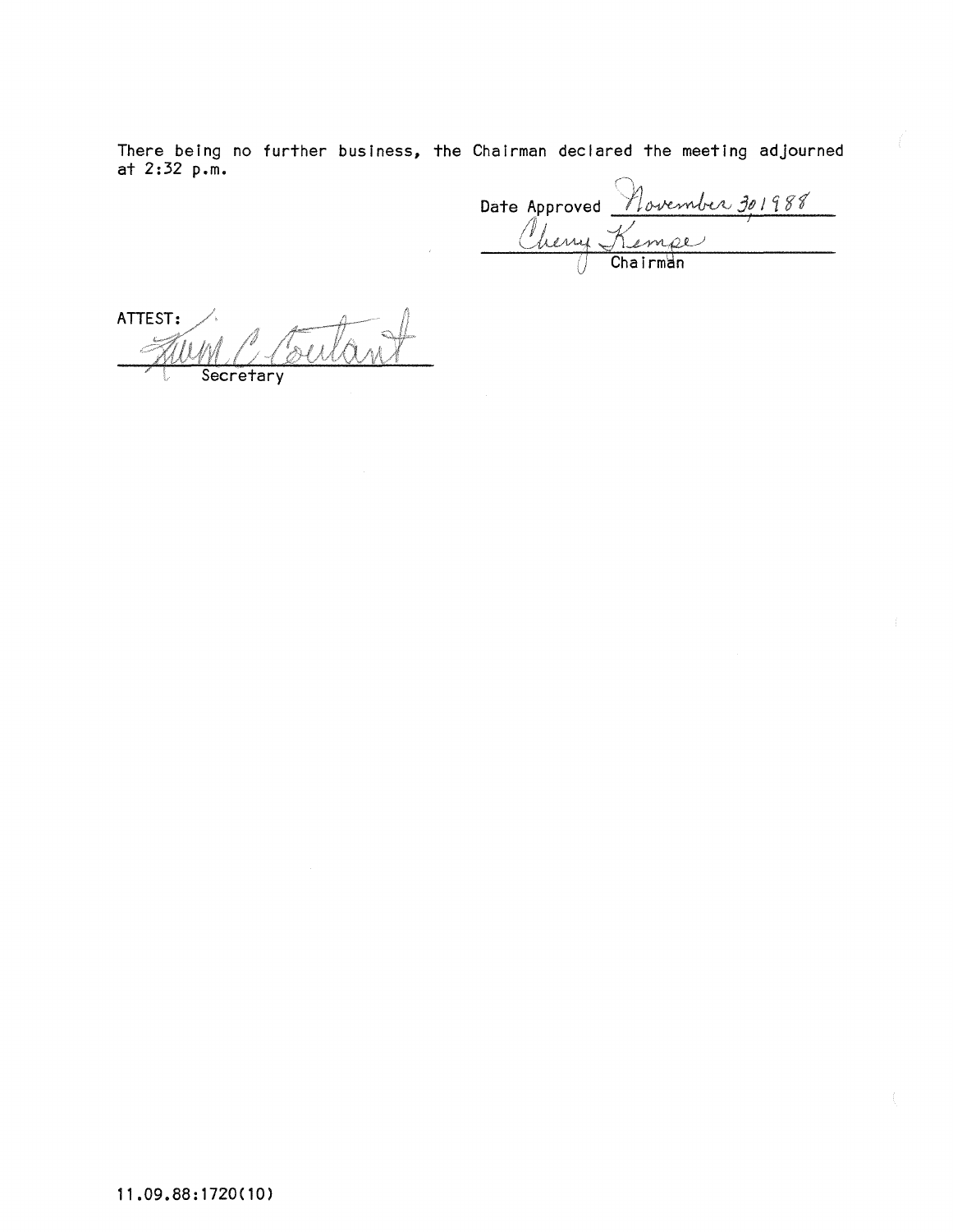There being no further business, the Chairman declared the meeting adjourned at 2:32 p.m.

Date Approved November 30, 1988

Cherry Kempe
Chairman

ATTEST:

Karen C. Coutant
Secretary

11.09.88:1720(10)